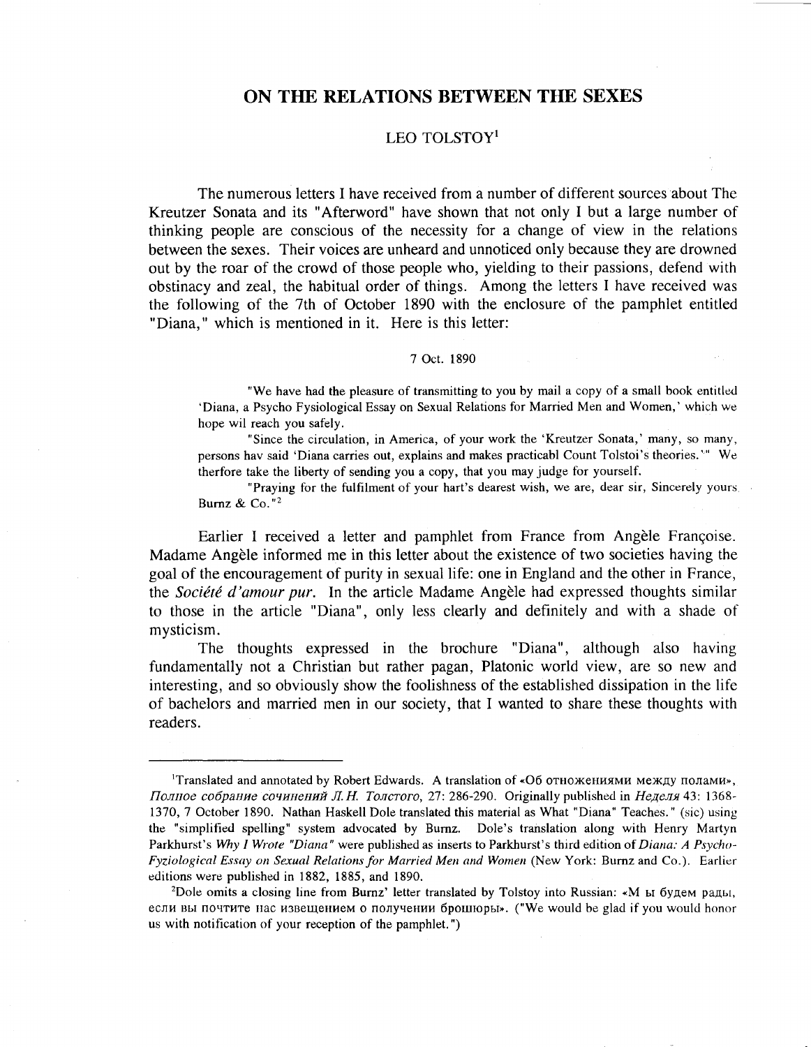# ON THE RELATIONS BETWEEN THE SEXES

LEO TOLSTOY[1]

The numerous letters I have received from a number of different sources about The Kreutzer Sonata and its "Afterword" have shown that not only I but a large number of thinking people are conscious of the necessity for a change of view in the relations between the sexes. Their voices are unheard and unnoticed only because they are drowned out by the roar of the crowd of those people who, yielding to their passions, defend with obstinacy and zeal, the habitual order of things. Among the letters I have received was the following of the 7th of October 1890 with the enclosure of the pamphlet entitled "Diana," which is mentioned in it. Here is this letter:

7 Oct. 1890

> "We have had the pleasure of transmitting to you by mail a copy of a small book entitled 'Diana, a Psycho Fysiological Essay on Sexual Relations for Married Men and Women,' which we hope wil reach you safely.
>
> "Since the circulation, in America, of your work the 'Kreutzer Sonata,' many, so many, persons hav said 'Diana carries out, explains and makes practicabl Count Tolstoi's theories.'" We therfore take the liberty of sending you a copy, that you may judge for yourself.
>
> "Praying for the fulfilment of your hart's dearest wish, we are, dear sir, Sincerely yours, Burnz & Co."[2]

Earlier I received a letter and pamphlet from France from Angèle Françoise. Madame Angèle informed me in this letter about the existence of two societies having the goal of the encouragement of purity in sexual life: one in England and the other in France, the *Société d'amour pur*. In the article Madame Angèle had expressed thoughts similar to those in the article "Diana", only less clearly and definitely and with a shade of mysticism.

The thoughts expressed in the brochure "Diana", although also having fundamentally not a Christian but rather pagan, Platonic world view, are so new and interesting, and so obviously show the foolishness of the established dissipation in the life of bachelors and married men in our society, that I wanted to share these thoughts with readers.

---

[1]Translated and annotated by Robert Edwards. A translation of «Об отножениями между полами», *Полное собрание сочинений Л.Н. Толстого*, 27: 286-290. Originally published in *Неделя* 43: 1368-1370, 7 October 1890. Nathan Haskell Dole translated this material as What "Diana" Teaches." (sic) using the "simplified spelling" system advocated by Burnz. Dole's translation along with Henry Martyn Parkhurst's *Why I Wrote "Diana"* were published as inserts to Parkhurst's third edition of *Diana: A Psycho-Fyziological Essay on Sexual Relations for Married Men and Women* (New York: Burnz and Co.). Earlier editions were published in 1882, 1885, and 1890.

[2]Dole omits a closing line from Burnz' letter translated by Tolstoy into Russian: «М ы будем рады, если вы почтите нас извещением о получении брошюры». ("We would be glad if you would honor us with notification of your reception of the pamphlet.")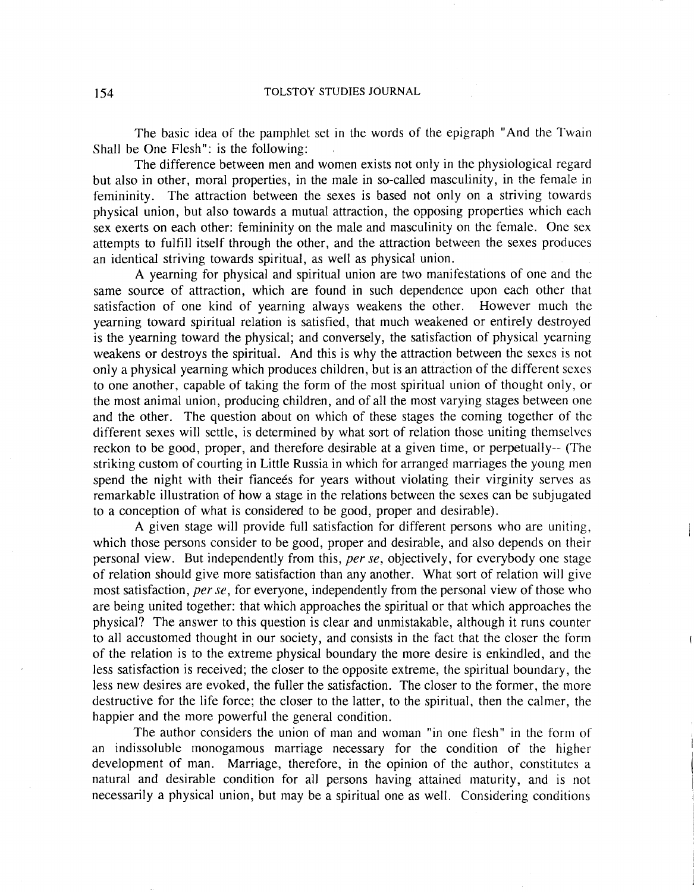The basic idea of the pamphlet set in the words of the epigraph "And the Twain Shall be One Flesh": is the following:

The difference between men and women exists not only in the physiological regard but also in other, moral properties, in the male in so-called masculinity, in the female in femininity. The attraction between the sexes is based not only on a striving towards physical union, but also towards a mutual attraction, the opposing properties which each sex exerts on each other: femininity on the male and masculinity on the female. One sex attempts to fulfill itself through the other, and the attraction between the sexes produces an identical striving towards spiritual, as well as physical union.

A yearning for physical and spiritual union are two manifestations of one and the same source of attraction, which are found in such dependence upon each other that satisfaction of one kind of yearning always weakens the other. However much the yearning toward spiritual relation is satisfied, that much weakened or entirely destroyed is the yearning toward the physical; and conversely, the satisfaction of physical yearning weakens or destroys the spiritual. And this is why the attraction between the sexes is not only a physical yearning which produces children, but is an attraction of the different sexes to one another, capable of taking the form of the most spiritual union of thought only, or the most animal union, producing children, and of all the most varying stages between one and the other. The question about on which of these stages the coming together of the different sexes will settle, is determined by what sort of relation those uniting themselves reckon to be good, proper, and therefore desirable at a given time, or perpetually-- (The striking custom of courting in Little Russia in which for arranged marriages the young men spend the night with their fianceés for years without violating their virginity serves as remarkable illustration of how a stage in the relations between the sexes can be subjugated to a conception of what is considered to be good, proper and desirable).

A given stage will provide full satisfaction for different persons who are uniting, which those persons consider to be good, proper and desirable, and also depends on their personal view. But independently from this, *per se*, objectively, for everybody one stage of relation should give more satisfaction than any another. What sort of relation will give most satisfaction, *per se*, for everyone, independently from the personal view of those who are being united together: that which approaches the spiritual or that which approaches the physical? The answer to this question is clear and unmistakable, although it runs counter to all accustomed thought in our society, and consists in the fact that the closer the form of the relation is to the extreme physical boundary the more desire is enkindled, and the less satisfaction is received; the closer to the opposite extreme, the spiritual boundary, the less new desires are evoked, the fuller the satisfaction. The closer to the former, the more destructive for the life force; the closer to the latter, to the spiritual, then the calmer, the happier and the more powerful the general condition.

The author considers the union of man and woman "in one flesh" in the form of an indissoluble monogamous marriage necessary for the condition of the higher development of man. Marriage, therefore, in the opinion of the author, constitutes a natural and desirable condition for all persons having attained maturity, and is not necessarily a physical union, but may be a spiritual one as well. Considering conditions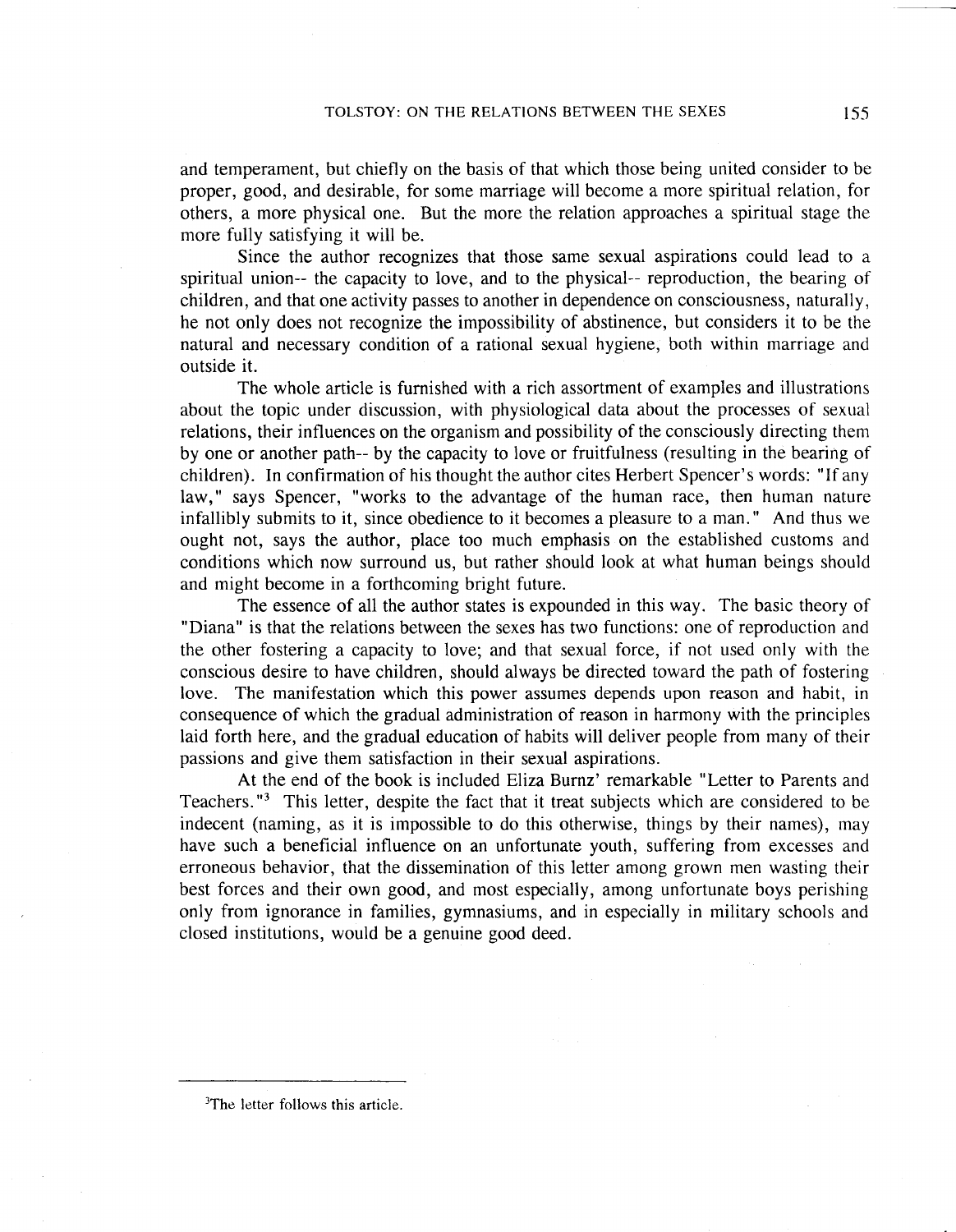and temperament, but chiefly on the basis of that which those being united consider to be proper, good, and desirable, for some marriage will become a more spiritual relation, for others, a more physical one. But the more the relation approaches a spiritual stage the more fully satisfying it will be.

Since the author recognizes that those same sexual aspirations could lead to a spiritual union-- the capacity to love, and to the physical-- reproduction, the bearing of children, and that one activity passes to another in dependence on consciousness, naturally, he not only does not recognize the impossibility of abstinence, but considers it to be the natural and necessary condition of a rational sexual hygiene, both within marriage and outside it.

The whole article is furnished with a rich assortment of examples and illustrations about the topic under discussion, with physiological data about the processes of sexual relations, their influences on the organism and possibility of the consciously directing them by one or another path-- by the capacity to love or fruitfulness (resulting in the bearing of children). In confirmation of his thought the author cites Herbert Spencer's words: "If any law," says Spencer, "works to the advantage of the human race, then human nature infallibly submits to it, since obedience to it becomes a pleasure to a man." And thus we ought not, says the author, place too much emphasis on the established customs and conditions which now surround us, but rather should look at what human beings should and might become in a forthcoming bright future.

The essence of all the author states is expounded in this way. The basic theory of "Diana" is that the relations between the sexes has two functions: one of reproduction and the other fostering a capacity to love; and that sexual force, if not used only with the conscious desire to have children, should always be directed toward the path of fostering love. The manifestation which this power assumes depends upon reason and habit, in consequence of which the gradual administration of reason in harmony with the principles laid forth here, and the gradual education of habits will deliver people from many of their passions and give them satisfaction in their sexual aspirations.

At the end of the book is included Eliza Burnz' remarkable "Letter to Parents and Teachers."[3] This letter, despite the fact that it treat subjects which are considered to be indecent (naming, as it is impossible to do this otherwise, things by their names), may have such a beneficial influence on an unfortunate youth, suffering from excesses and erroneous behavior, that the dissemination of this letter among grown men wasting their best forces and their own good, and most especially, among unfortunate boys perishing only from ignorance in families, gymnasiums, and in especially in military schools and closed institutions, would be a genuine good deed.

---

[3]The letter follows this article.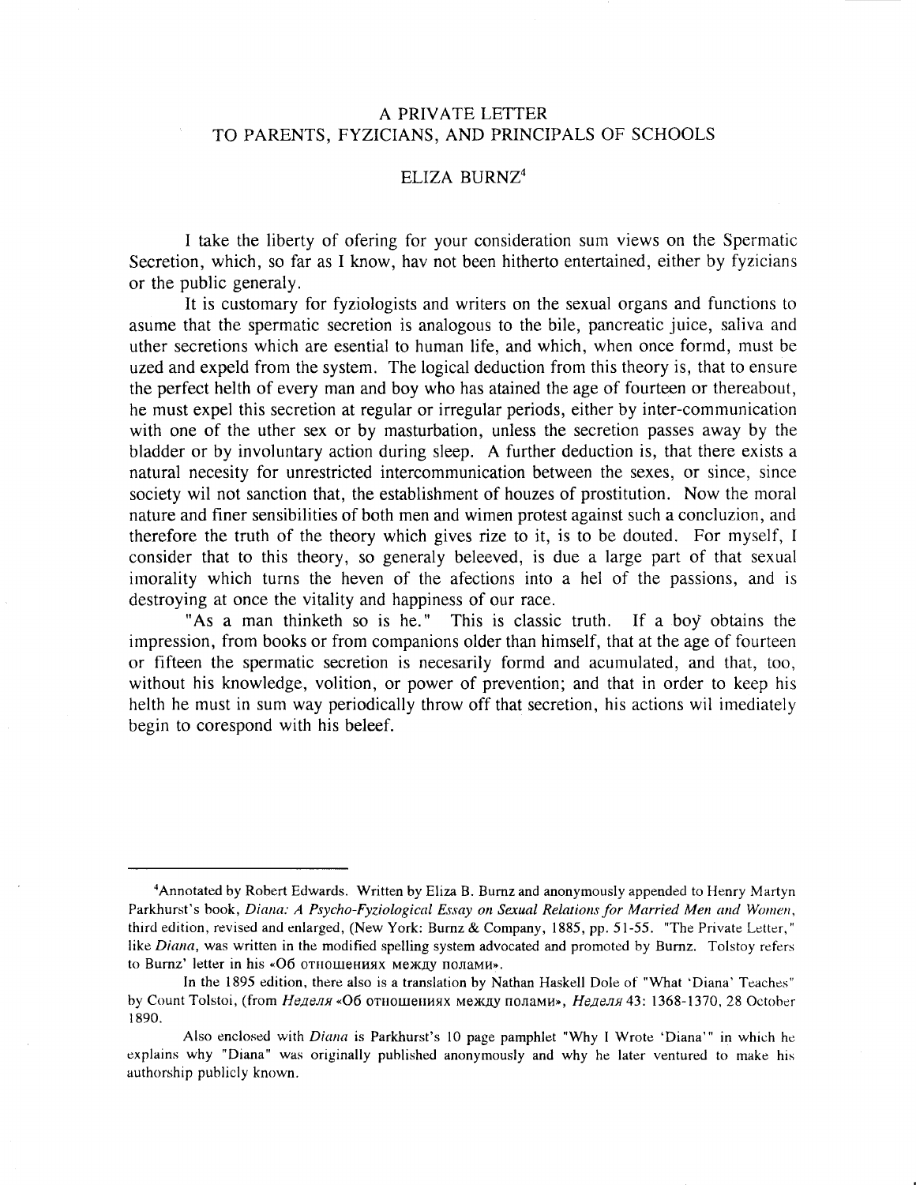## A PRIVATE LETTER
## TO PARENTS, FYZICIANS, AND PRINCIPALS OF SCHOOLS

### ELIZA BURNZ[4]

I take the liberty of ofering for your consideration sum views on the Spermatic Secretion, which, so far as I know, hav not been hitherto entertained, either by fyzicians or the public generaly.

It is customary for fyziologists and writers on the sexual organs and functions to asume that the spermatic secretion is analogous to the bile, pancreatic juice, saliva and uther secretions which are esential to human life, and which, when once formd, must be uzed and expeld from the system. The logical deduction from this theory is, that to ensure the perfect helth of every man and boy who has atained the age of fourteen or thereabout, he must expel this secretion at regular or irregular periods, either by inter-communication with one of the uther sex or by masturbation, unless the secretion passes away by the bladder or by involuntary action during sleep. A further deduction is, that there exists a natural necesity for unrestricted intercommunication between the sexes, or since, since society wil not sanction that, the establishment of houzes of prostitution. Now the moral nature and finer sensibilities of both men and wimen protest against such a concluzion, and therefore the truth of the theory which gives rize to it, is to be douted. For myself, I consider that to this theory, so generaly beleeved, is due a large part of that sexual imorality which turns the heven of the afections into a hel of the passions, and is destroying at once the vitality and happiness of our race.

"As a man thinketh so is he." This is classic truth. If a boy obtains the impression, from books or from companions older than himself, that at the age of fourteen or fifteen the spermatic secretion is necesarily formd and acumulated, and that, too, without his knowledge, volition, or power of prevention; and that in order to keep his helth he must in sum way periodically throw off that secretion, his actions wil imediately begin to corespond with his beleef.

---

[4]Annotated by Robert Edwards. Written by Eliza B. Burnz and anonymously appended to Henry Martyn Parkhurst's book, *Diana: A Psycho-Fyziological Essay on Sexual Relations for Married Men and Women*, third edition, revised and enlarged, (New York: Burnz & Company, 1885, pp. 51-55. "The Private Letter," like *Diana*, was written in the modified spelling system advocated and promoted by Burnz. Tolstoy refers to Burnz' letter in his «Об отношениях между полами».

In the 1895 edition, there also is a translation by Nathan Haskell Dole of "What 'Diana' Teaches" by Count Tolstoi, (from *Неделя* «Об отношениях между полами», *Неделя* 43: 1368-1370, 28 October 1890.

Also enclosed with *Diana* is Parkhurst's 10 page pamphlet "Why I Wrote 'Diana'" in which he explains why "Diana" was originally published anonymously and why he later ventured to make his authorship publicly known.